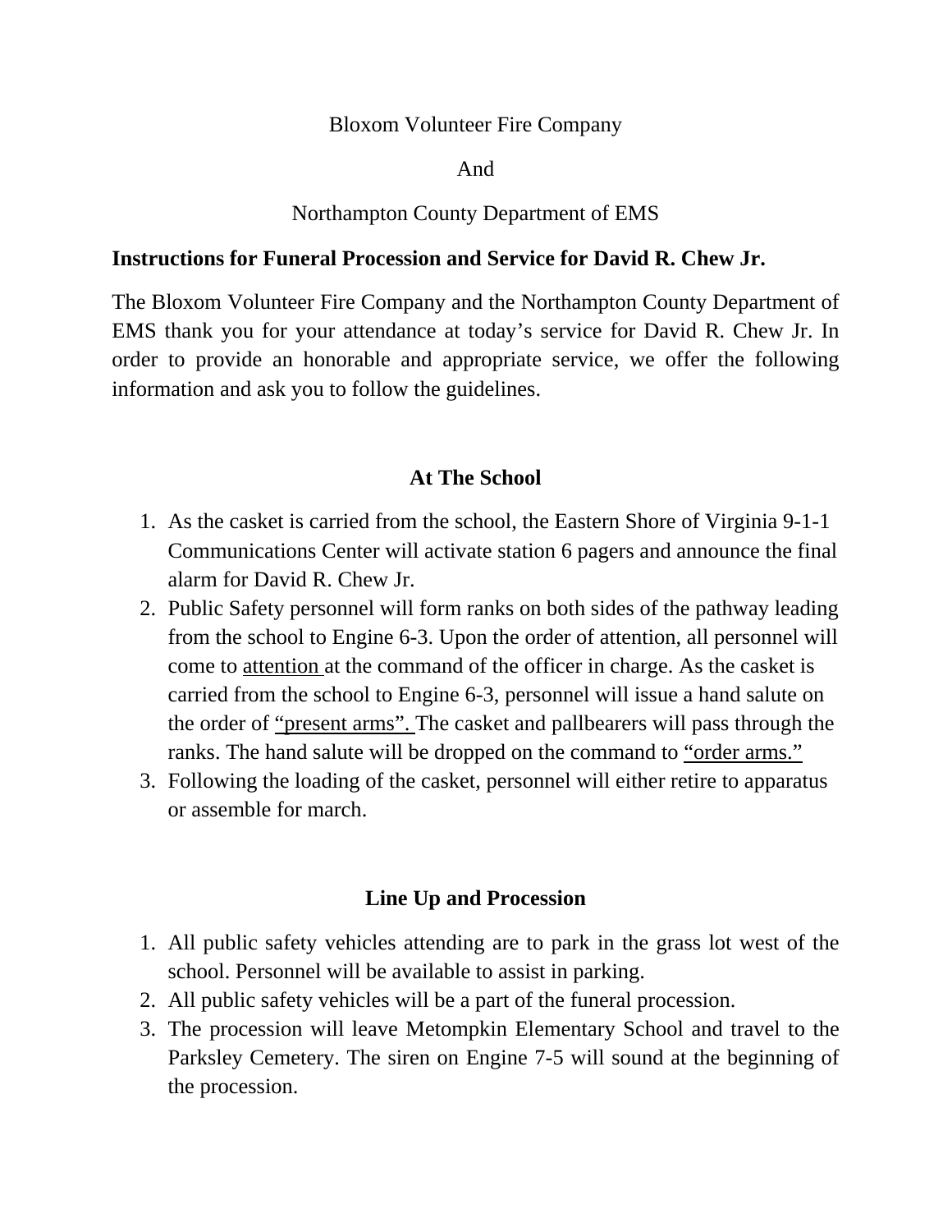Bloxom Volunteer Fire Company

And

Northampton County Department of EMS

**Instructions for Funeral Procession and Service for David R. Chew Jr.**

The Bloxom Volunteer Fire Company and the Northampton County Department of EMS thank you for your attendance at today's service for David R. Chew Jr. In order to provide an honorable and appropriate service, we offer the following information and ask you to follow the guidelines.

## At The School

1. As the casket is carried from the school, the Eastern Shore of Virginia 9-1-1 Communications Center will activate station 6 pagers and announce the final alarm for David R. Chew Jr.
2. Public Safety personnel will form ranks on both sides of the pathway leading from the school to Engine 6-3. Upon the order of attention, all personnel will come to attention at the command of the officer in charge. As the casket is carried from the school to Engine 6-3, personnel will issue a hand salute on the order of "present arms". The casket and pallbearers will pass through the ranks. The hand salute will be dropped on the command to "order arms."
3. Following the loading of the casket, personnel will either retire to apparatus or assemble for march.

## Line Up and Procession

1. All public safety vehicles attending are to park in the grass lot west of the school. Personnel will be available to assist in parking.
2. All public safety vehicles will be a part of the funeral procession.
3. The procession will leave Metompkin Elementary School and travel to the Parksley Cemetery. The siren on Engine 7-5 will sound at the beginning of the procession.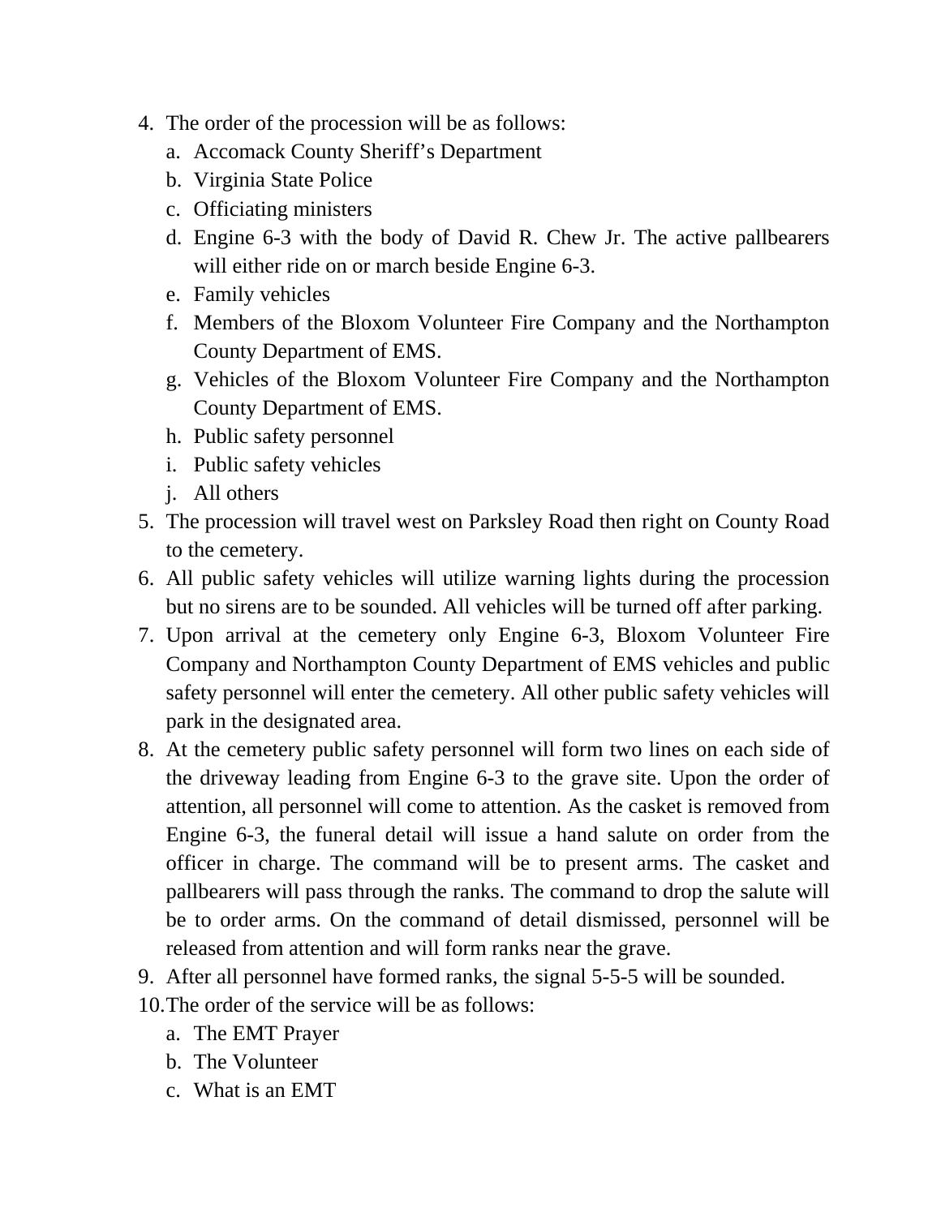4. The order of the procession will be as follows:
    a. Accomack County Sheriff's Department
    b. Virginia State Police
    c. Officiating ministers
    d. Engine 6-3 with the body of David R. Chew Jr. The active pallbearers will either ride on or march beside Engine 6-3.
    e. Family vehicles
    f. Members of the Bloxom Volunteer Fire Company and the Northampton County Department of EMS.
    g. Vehicles of the Bloxom Volunteer Fire Company and the Northampton County Department of EMS.
    h. Public safety personnel
    i. Public safety vehicles
    j. All others
5. The procession will travel west on Parksley Road then right on County Road to the cemetery.
6. All public safety vehicles will utilize warning lights during the procession but no sirens are to be sounded. All vehicles will be turned off after parking.
7. Upon arrival at the cemetery only Engine 6-3, Bloxom Volunteer Fire Company and Northampton County Department of EMS vehicles and public safety personnel will enter the cemetery. All other public safety vehicles will park in the designated area.
8. At the cemetery public safety personnel will form two lines on each side of the driveway leading from Engine 6-3 to the grave site. Upon the order of attention, all personnel will come to attention. As the casket is removed from Engine 6-3, the funeral detail will issue a hand salute on order from the officer in charge. The command will be to present arms. The casket and pallbearers will pass through the ranks. The command to drop the salute will be to order arms. On the command of detail dismissed, personnel will be released from attention and will form ranks near the grave.
9. After all personnel have formed ranks, the signal 5-5-5 will be sounded.
10. The order of the service will be as follows:
    a. The EMT Prayer
    b. The Volunteer
    c. What is an EMT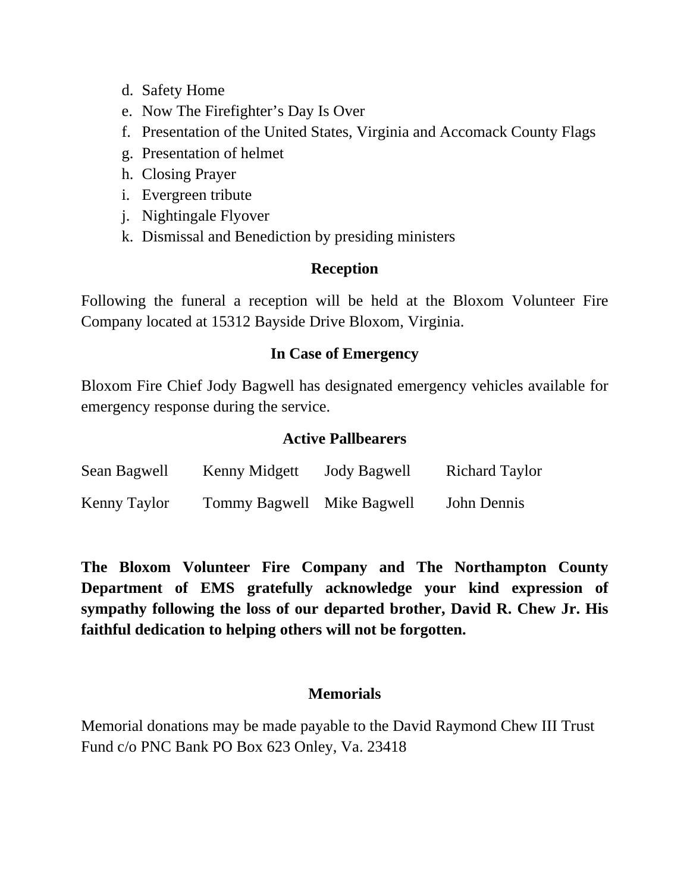d. Safety Home
e. Now The Firefighter's Day Is Over
f. Presentation of the United States, Virginia and Accomack County Flags
g. Presentation of helmet
h. Closing Prayer
i. Evergreen tribute
j. Nightingale Flyover
k. Dismissal and Benediction by presiding ministers

## Reception

Following the funeral a reception will be held at the Bloxom Volunteer Fire Company located at 15312 Bayside Drive Bloxom, Virginia.

## In Case of Emergency

Bloxom Fire Chief Jody Bagwell has designated emergency vehicles available for emergency response during the service.

## Active Pallbearers

| | | | |
|---|---|---|---|
| Sean Bagwell | Kenny Midgett | Jody Bagwell | Richard Taylor |
| Kenny Taylor | Tommy Bagwell | Mike Bagwell | John Dennis |

**The Bloxom Volunteer Fire Company and The Northampton County Department of EMS gratefully acknowledge your kind expression of sympathy following the loss of our departed brother, David R. Chew Jr. His faithful dedication to helping others will not be forgotten.**

## Memorials

Memorial donations may be made payable to the David Raymond Chew III Trust Fund c/o PNC Bank PO Box 623 Onley, Va. 23418